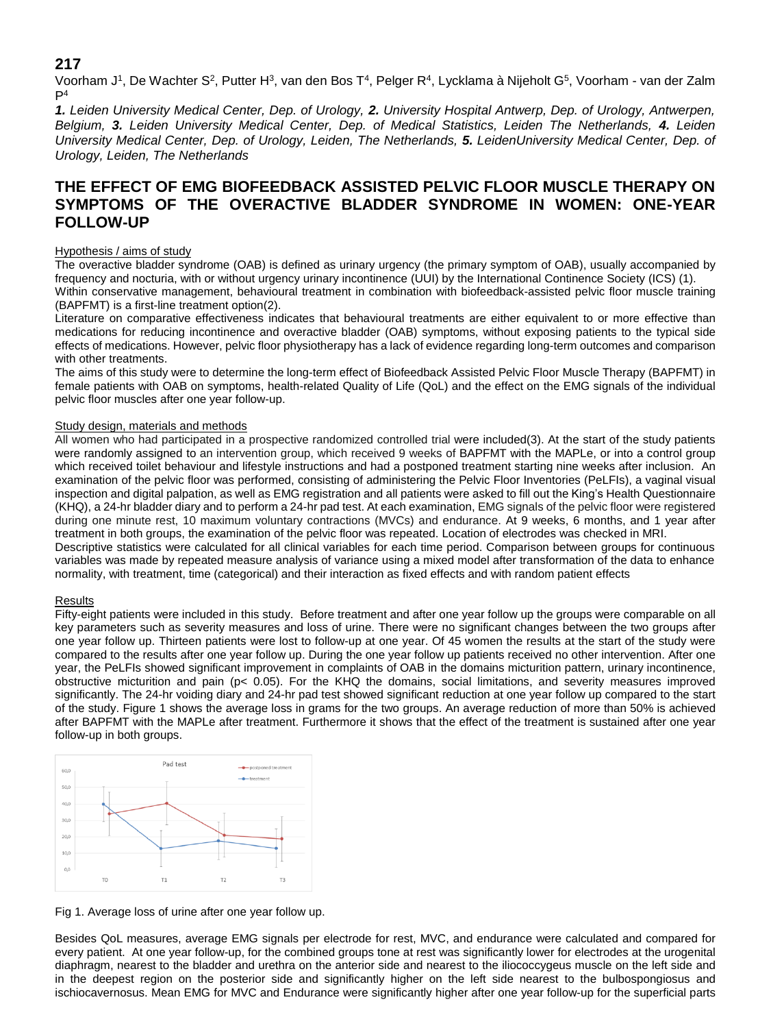**217**

Voorham J[1], De Wachter S[2], Putter H[3], van den Bos T[4], Pelger R[4], Lycklama à Nijeholt G[5], Voorham - van der Zalm P[4]

***1.** Leiden University Medical Center, Dep. of Urology, **2.** University Hospital Antwerp, Dep. of Urology, Antwerpen, Belgium, **3.** Leiden University Medical Center, Dep. of Medical Statistics, Leiden The Netherlands, **4.** Leiden University Medical Center, Dep. of Urology, Leiden, The Netherlands, **5.** LeidenUniversity Medical Center, Dep. of Urology, Leiden, The Netherlands*

# THE EFFECT OF EMG BIOFEEDBACK ASSISTED PELVIC FLOOR MUSCLE THERAPY ON SYMPTOMS OF THE OVERACTIVE BLADDER SYNDROME IN WOMEN: ONE-YEAR FOLLOW-UP

## Hypothesis / aims of study

The overactive bladder syndrome (OAB) is defined as urinary urgency (the primary symptom of OAB), usually accompanied by frequency and nocturia, with or without urgency urinary incontinence (UUI) by the International Continence Society (ICS) (1).
Within conservative management, behavioural treatment in combination with biofeedback-assisted pelvic floor muscle training (BAPFMT) is a first-line treatment option(2).
Literature on comparative effectiveness indicates that behavioural treatments are either equivalent to or more effective than medications for reducing incontinence and overactive bladder (OAB) symptoms, without exposing patients to the typical side effects of medications. However, pelvic floor physiotherapy has a lack of evidence regarding long-term outcomes and comparison with other treatments.
The aims of this study were to determine the long-term effect of Biofeedback Assisted Pelvic Floor Muscle Therapy (BAPFMT) in female patients with OAB on symptoms, health-related Quality of Life (QoL) and the effect on the EMG signals of the individual pelvic floor muscles after one year follow-up.

## Study design, materials and methods

All women who had participated in a prospective randomized controlled trial were included(3). At the start of the study patients were randomly assigned to an intervention group, which received 9 weeks of BAPFMT with the MAPLe, or into a control group which received toilet behaviour and lifestyle instructions and had a postponed treatment starting nine weeks after inclusion. An examination of the pelvic floor was performed, consisting of administering the Pelvic Floor Inventories (PeLFIs), a vaginal visual inspection and digital palpation, as well as EMG registration and all patients were asked to fill out the King's Health Questionnaire (KHQ), a 24-hr bladder diary and to perform a 24-hr pad test. At each examination, EMG signals of the pelvic floor were registered during one minute rest, 10 maximum voluntary contractions (MVCs) and endurance. At 9 weeks, 6 months, and 1 year after treatment in both groups, the examination of the pelvic floor was repeated. Location of electrodes was checked in MRI.
Descriptive statistics were calculated for all clinical variables for each time period. Comparison between groups for continuous variables was made by repeated measure analysis of variance using a mixed model after transformation of the data to enhance normality, with treatment, time (categorical) and their interaction as fixed effects and with random patient effects

## Results

Fifty-eight patients were included in this study. Before treatment and after one year follow up the groups were comparable on all key parameters such as severity measures and loss of urine. There were no significant changes between the two groups after one year follow up. Thirteen patients were lost to follow-up at one year. Of 45 women the results at the start of the study were compared to the results after one year follow up. During the one year follow up patients received no other intervention. After one year, the PeLFIs showed significant improvement in complaints of OAB in the domains micturition pattern, urinary incontinence, obstructive micturition and pain ($p < 0.05$). For the KHQ the domains, social limitations, and severity measures improved significantly. The 24-hr voiding diary and 24-hr pad test showed significant reduction at one year follow up compared to the start of the study. Figure 1 shows the average loss in grams for the two groups. An average reduction of more than 50% is achieved after BAPFMT with the MAPLe after treatment. Furthermore it shows that the effect of the treatment is sustained after one year follow-up in both groups.

Fig 1. Average loss of urine after one year follow up.

Besides QoL measures, average EMG signals per electrode for rest, MVC, and endurance were calculated and compared for every patient. At one year follow-up, for the combined groups tone at rest was significantly lower for electrodes at the urogenital diaphragm, nearest to the bladder and urethra on the anterior side and nearest to the iliococcygeus muscle on the left side and in the deepest region on the posterior side and significantly higher on the left side nearest to the bulbospongiosus and ischiocavernosus. Mean EMG for MVC and Endurance were significantly higher after one year follow-up for the superficial parts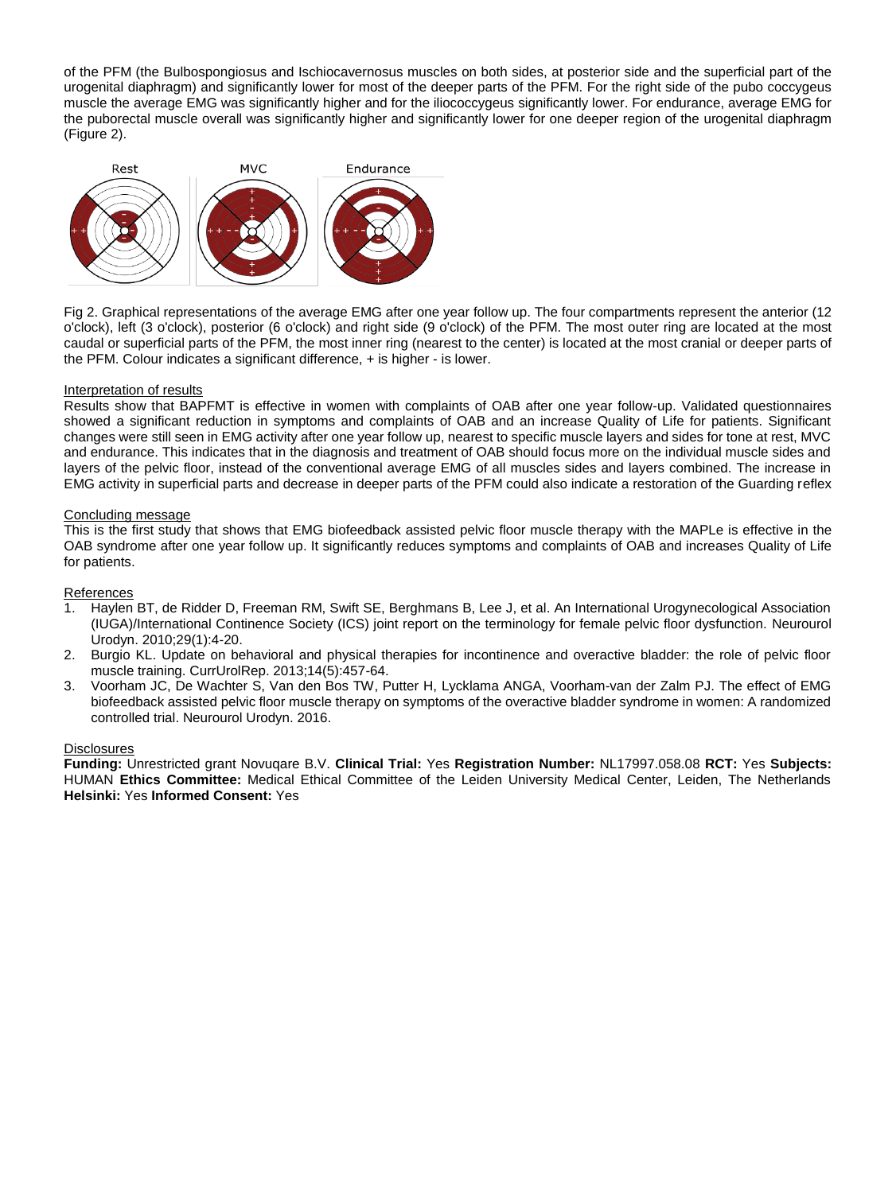of the PFM (the Bulbospongiosus and Ischiocavernosus muscles on both sides, at posterior side and the superficial part of the urogenital diaphragm) and significantly lower for most of the deeper parts of the PFM. For the right side of the pubo coccygeus muscle the average EMG was significantly higher and for the iliococcygeus significantly lower. For endurance, average EMG for the puborectal muscle overall was significantly higher and significantly lower for one deeper region of the urogenital diaphragm (Figure 2).

Rest

MVC

Endurance

Fig 2. Graphical representations of the average EMG after one year follow up. The four compartments represent the anterior (12 o'clock), left (3 o'clock), posterior (6 o'clock) and right side (9 o'clock) of the PFM. The most outer ring are located at the most caudal or superficial parts of the PFM, the most inner ring (nearest to the center) is located at the most cranial or deeper parts of the PFM. Colour indicates a significant difference, + is higher - is lower.

Interpretation of results

Results show that BAPFMT is effective in women with complaints of OAB after one year follow-up. Validated questionnaires showed a significant reduction in symptoms and complaints of OAB and an increase Quality of Life for patients. Significant changes were still seen in EMG activity after one year follow up, nearest to specific muscle layers and sides for tone at rest, MVC and endurance. This indicates that in the diagnosis and treatment of OAB should focus more on the individual muscle sides and layers of the pelvic floor, instead of the conventional average EMG of all muscles sides and layers combined. The increase in EMG activity in superficial parts and decrease in deeper parts of the PFM could also indicate a restoration of the Guarding reflex

Concluding message

This is the first study that shows that EMG biofeedback assisted pelvic floor muscle therapy with the MAPLe is effective in the OAB syndrome after one year follow up. It significantly reduces symptoms and complaints of OAB and increases Quality of Life for patients.

References

1. Haylen BT, de Ridder D, Freeman RM, Swift SE, Berghmans B, Lee J, et al. An International Urogynecological Association (IUGA)/International Continence Society (ICS) joint report on the terminology for female pelvic floor dysfunction. Neurourol Urodyn. 2010;29(1):4-20.
2. Burgio KL. Update on behavioral and physical therapies for incontinence and overactive bladder: the role of pelvic floor muscle training. CurrUrolRep. 2013;14(5):457-64.
3. Voorham JC, De Wachter S, Van den Bos TW, Putter H, Lycklama ANGA, Voorham-van der Zalm PJ. The effect of EMG biofeedback assisted pelvic floor muscle therapy on symptoms of the overactive bladder syndrome in women: A randomized controlled trial. Neurourol Urodyn. 2016.

Disclosures

**Funding:** Unrestricted grant Novuqare B.V. **Clinical Trial:** Yes **Registration Number:** NL17997.058.08 **RCT:** Yes **Subjects:** HUMAN **Ethics Committee:** Medical Ethical Committee of the Leiden University Medical Center, Leiden, The Netherlands **Helsinki:** Yes **Informed Consent:** Yes